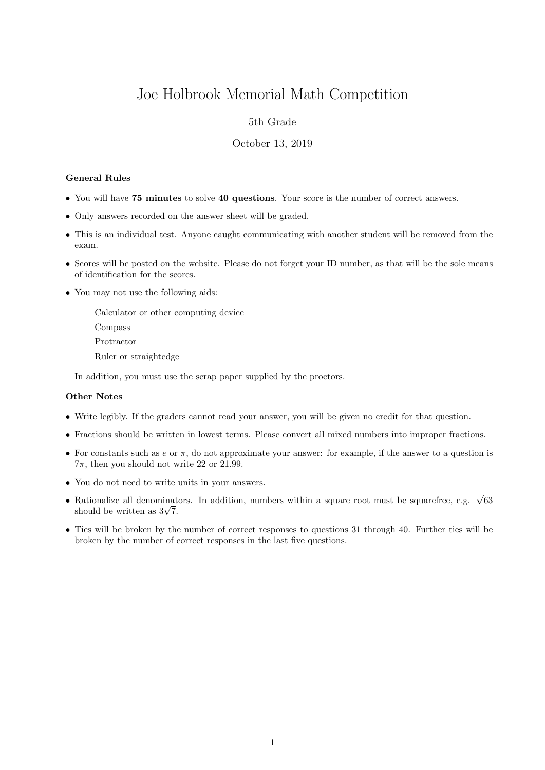# Joe Holbrook Memorial Math Competition

5th Grade

October 13, 2019

**General Rules**

- You will have **75 minutes** to solve **40 questions**. Your score is the number of correct answers.
- Only answers recorded on the answer sheet will be graded.
- This is an individual test. Anyone caught communicating with another student will be removed from the exam.
- Scores will be posted on the website. Please do not forget your ID number, as that will be the sole means of identification for the scores.
- You may not use the following aids:
  - Calculator or other computing device
  - Compass
  - Protractor
  - Ruler or straightedge

  In addition, you must use the scrap paper supplied by the proctors.

**Other Notes**

- Write legibly. If the graders cannot read your answer, you will be given no credit for that question.
- Fractions should be written in lowest terms. Please convert all mixed numbers into improper fractions.
- For constants such as $e$ or $\pi$, do not approximate your answer: for example, if the answer to a question is $7\pi$, then you should not write 22 or 21.99.
- You do not need to write units in your answers.
- Rationalize all denominators. In addition, numbers within a square root must be squarefree, e.g. $\sqrt{63}$ should be written as $3\sqrt{7}$.
- Ties will be broken by the number of correct responses to questions 31 through 40. Further ties will be broken by the number of correct responses in the last five questions.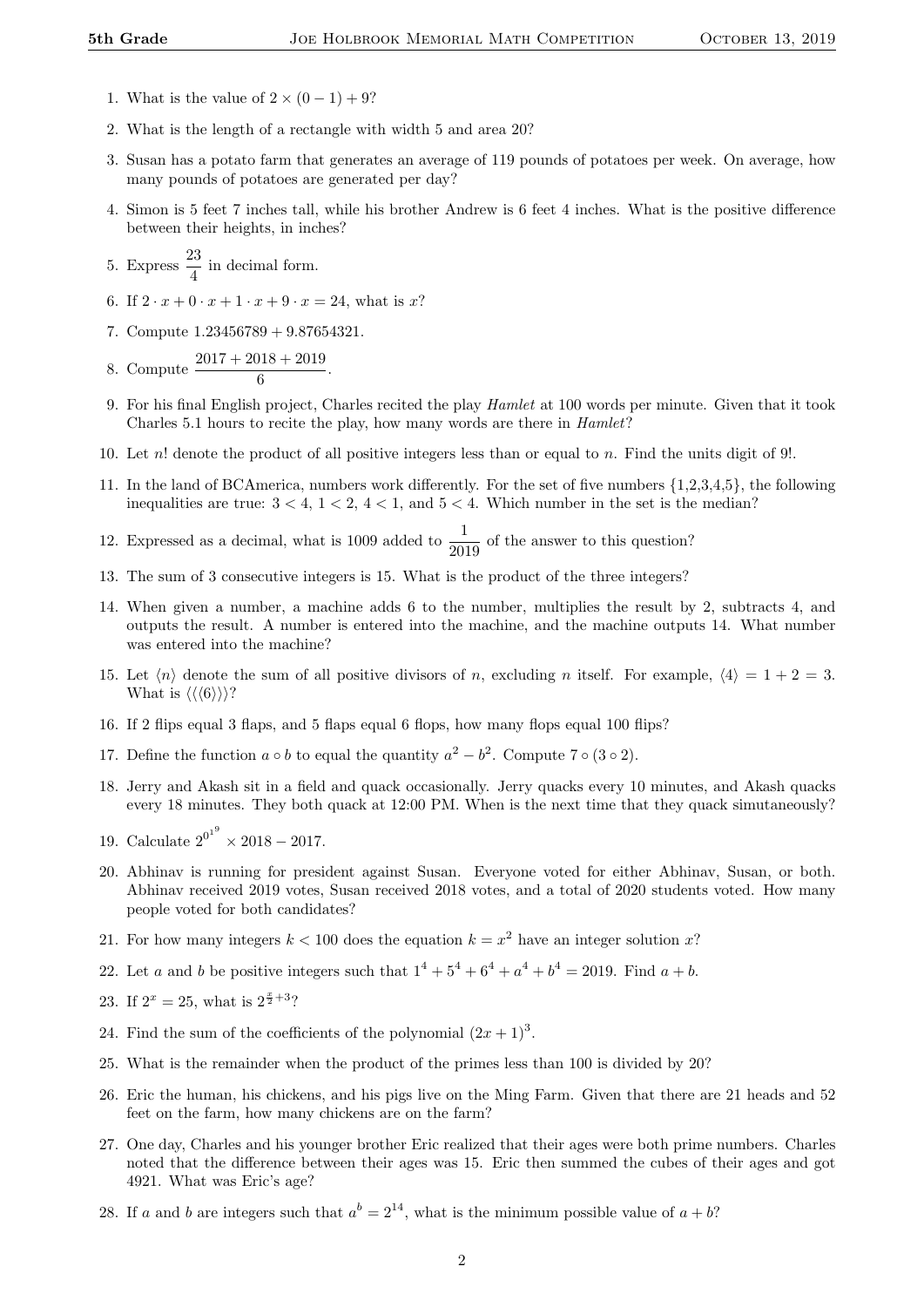1. What is the value of $2 \times (0-1) + 9$?

2. What is the length of a rectangle with width 5 and area 20?

3. Susan has a potato farm that generates an average of 119 pounds of potatoes per week. On average, how many pounds of potatoes are generated per day?

4. Simon is 5 feet 7 inches tall, while his brother Andrew is 6 feet 4 inches. What is the positive difference between their heights, in inches?

5. Express $\frac{23}{4}$ in decimal form.

6. If $2 \cdot x + 0 \cdot x + 1 \cdot x + 9 \cdot x = 24$, what is $x$?

7. Compute $1.23456789 + 9.87654321$.

8. Compute $\frac{2017 + 2018 + 2019}{6}$.

9. For his final English project, Charles recited the play *Hamlet* at 100 words per minute. Given that it took Charles 5.1 hours to recite the play, how many words are there in *Hamlet*?

10. Let $n!$ denote the product of all positive integers less than or equal to $n$. Find the units digit of $9!$.

11. In the land of BCAmerica, numbers work differently. For the set of five numbers {1,2,3,4,5}, the following inequalities are true: $3 < 4$, $1 < 2$, $4 < 1$, and $5 < 4$. Which number in the set is the median?

12. Expressed as a decimal, what is 1009 added to $\frac{1}{2019}$ of the answer to this question?

13. The sum of 3 consecutive integers is 15. What is the product of the three integers?

14. When given a number, a machine adds 6 to the number, multiplies the result by 2, subtracts 4, and outputs the result. A number is entered into the machine, and the machine outputs 14. What number was entered into the machine?

15. Let $\langle n \rangle$ denote the sum of all positive divisors of $n$, excluding $n$ itself. For example, $\langle 4 \rangle = 1 + 2 = 3$. What is $\langle\langle\langle 6 \rangle\rangle\rangle$?

16. If 2 flips equal 3 flaps, and 5 flaps equal 6 flops, how many flops equal 100 flips?

17. Define the function $a \circ b$ to equal the quantity $a^2 - b^2$. Compute $7 \circ (3 \circ 2)$.

18. Jerry and Akash sit in a field and quack occasionally. Jerry quacks every 10 minutes, and Akash quacks every 18 minutes. They both quack at 12:00 PM. When is the next time that they quack simutaneously?

19. Calculate $2^{0^{1^{9}}} \times 2018 - 2017$.

20. Abhinav is running for president against Susan. Everyone voted for either Abhinav, Susan, or both. Abhinav received 2019 votes, Susan received 2018 votes, and a total of 2020 students voted. How many people voted for both candidates?

21. For how many integers $k < 100$ does the equation $k = x^2$ have an integer solution $x$?

22. Let $a$ and $b$ be positive integers such that $1^4 + 5^4 + 6^4 + a^4 + b^4 = 2019$. Find $a + b$.

23. If $2^x = 25$, what is $2^{\frac{x}{2}+3}$?

24. Find the sum of the coefficients of the polynomial $(2x+1)^3$.

25. What is the remainder when the product of the primes less than 100 is divided by 20?

26. Eric the human, his chickens, and his pigs live on the Ming Farm. Given that there are 21 heads and 52 feet on the farm, how many chickens are on the farm?

27. One day, Charles and his younger brother Eric realized that their ages were both prime numbers. Charles noted that the difference between their ages was 15. Eric then summed the cubes of their ages and got 4921. What was Eric's age?

28. If $a$ and $b$ are integers such that $a^b = 2^{14}$, what is the minimum possible value of $a + b$?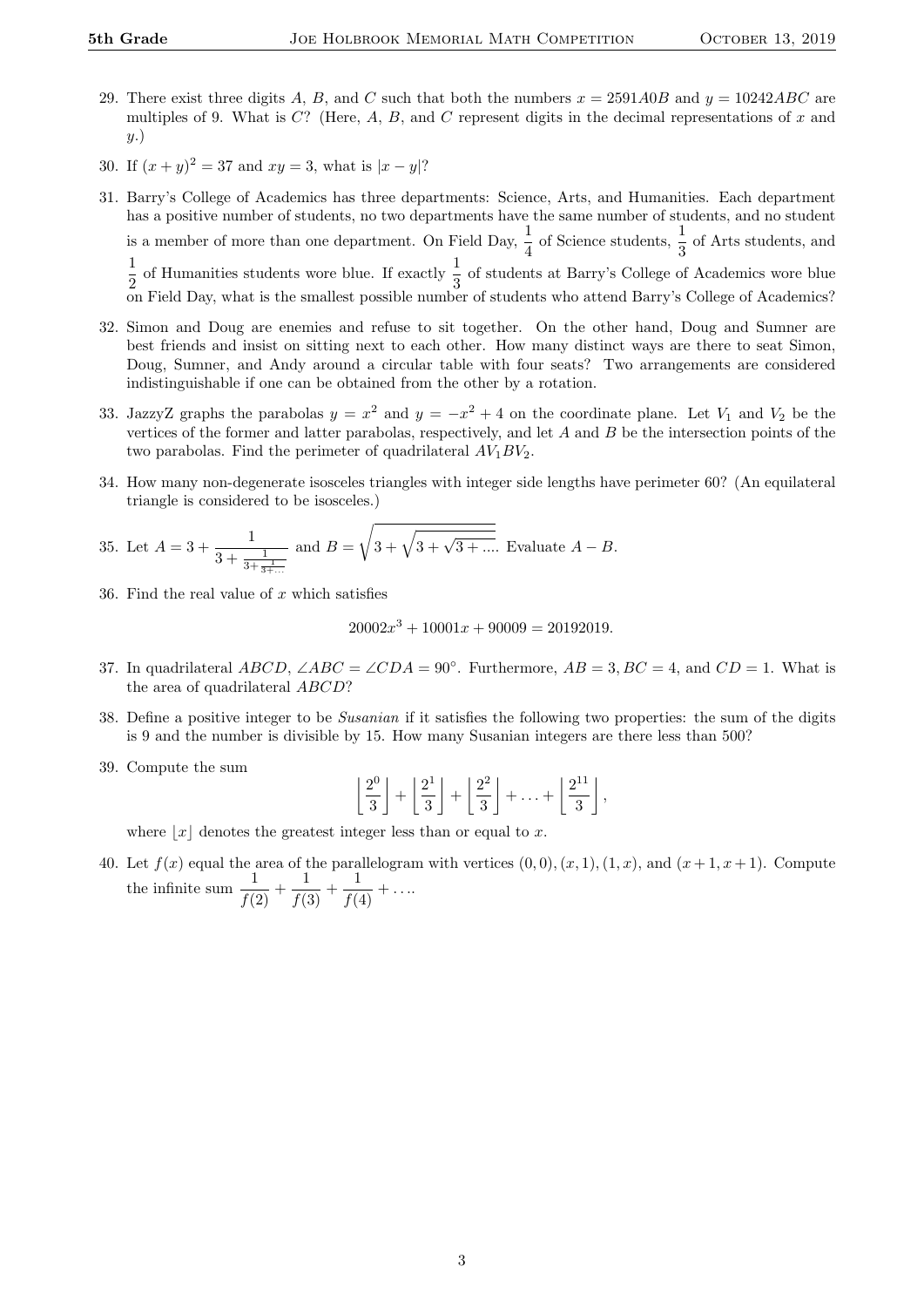29. There exist three digits $A$, $B$, and $C$ such that both the numbers $x = 2591A0B$ and $y = 10242ABC$ are multiples of 9. What is $C$? (Here, $A$, $B$, and $C$ represent digits in the decimal representations of $x$ and $y$.)

30. If $(x+y)^2 = 37$ and $xy = 3$, what is $|x-y|$?

31. Barry's College of Academics has three departments: Science, Arts, and Humanities. Each department has a positive number of students, no two departments have the same number of students, and no student is a member of more than one department. On Field Day, $\frac{1}{4}$ of Science students, $\frac{1}{3}$ of Arts students, and $\frac{1}{2}$ of Humanities students wore blue. If exactly $\frac{1}{3}$ of students at Barry's College of Academics wore blue on Field Day, what is the smallest possible number of students who attend Barry's College of Academics?

32. Simon and Doug are enemies and refuse to sit together. On the other hand, Doug and Sumner are best friends and insist on sitting next to each other. How many distinct ways are there to seat Simon, Doug, Sumner, and Andy around a circular table with four seats? Two arrangements are considered indistinguishable if one can be obtained from the other by a rotation.

33. JazzyZ graphs the parabolas $y = x^2$ and $y = -x^2 + 4$ on the coordinate plane. Let $V_1$ and $V_2$ be the vertices of the former and latter parabolas, respectively, and let $A$ and $B$ be the intersection points of the two parabolas. Find the perimeter of quadrilateral $AV_1BV_2$.

34. How many non-degenerate isosceles triangles with integer side lengths have perimeter 60? (An equilateral triangle is considered to be isosceles.)

35. Let $A = 3 + \cfrac{1}{3 + \frac{1}{3 + \frac{1}{3 + \dots}}}$ and $B = \sqrt{3 + \sqrt{3 + \sqrt{3 + \dots}}}$. Evaluate $A - B$.

36. Find the real value of $x$ which satisfies

$$20002x^3 + 10001x + 90009 = 20192019.$$

37. In quadrilateral $ABCD$, $\angle ABC = \angle CDA = 90^\circ$. Furthermore, $AB = 3, BC = 4$, and $CD = 1$. What is the area of quadrilateral $ABCD$?

38. Define a positive integer to be *Susanian* if it satisfies the following two properties: the sum of the digits is 9 and the number is divisible by 15. How many Susanian integers are there less than 500?

39. Compute the sum

$$\left\lfloor \frac{2^0}{3} \right\rfloor + \left\lfloor \frac{2^1}{3} \right\rfloor + \left\lfloor \frac{2^2}{3} \right\rfloor + \ldots + \left\lfloor \frac{2^{11}}{3} \right\rfloor,$$

where $\lfloor x \rfloor$ denotes the greatest integer less than or equal to $x$.

40. Let $f(x)$ equal the area of the parallelogram with vertices $(0,0), (x,1), (1,x)$, and $(x+1, x+1)$. Compute the infinite sum $\frac{1}{f(2)} + \frac{1}{f(3)} + \frac{1}{f(4)} + \ldots$.